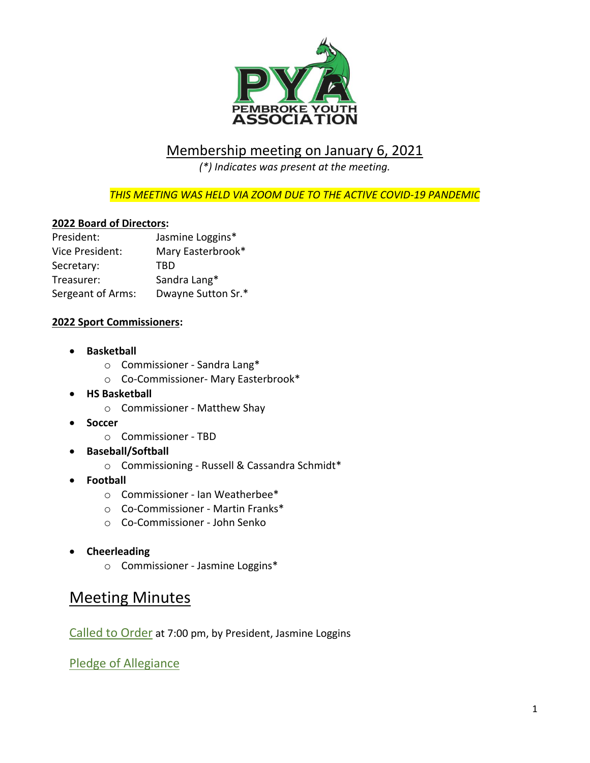## Membership meeting on January 6, 2021

*(*) Indicates was present at the meeting.*

*THIS MEETING WAS HELD VIA ZOOM DUE TO THE ACTIVE COVID-19 PANDEMIC*

**2022 Board of Directors:**

| | |
|---|---|
| President: | Jasmine Loggins* |
| Vice President: | Mary Easterbrook* |
| Secretary: | TBD |
| Treasurer: | Sandra Lang* |
| Sergeant of Arms: | Dwayne Sutton Sr.* |

**2022 Sport Commissioners:**

- **Basketball**
  - Commissioner - Sandra Lang*
  - Co-Commissioner- Mary Easterbrook*
- **HS Basketball**
  - Commissioner - Matthew Shay
- **Soccer**
  - Commissioner - TBD
- **Baseball/Softball**
  - Commissioning - Russell & Cassandra Schmidt*
- **Football**
  - Commissioner - Ian Weatherbee*
  - Co-Commissioner - Martin Franks*
  - Co-Commissioner - John Senko
- **Cheerleading**
  - Commissioner - Jasmine Loggins*

# Meeting Minutes

Called to Order at 7:00 pm, by President, Jasmine Loggins

Pledge of Allegiance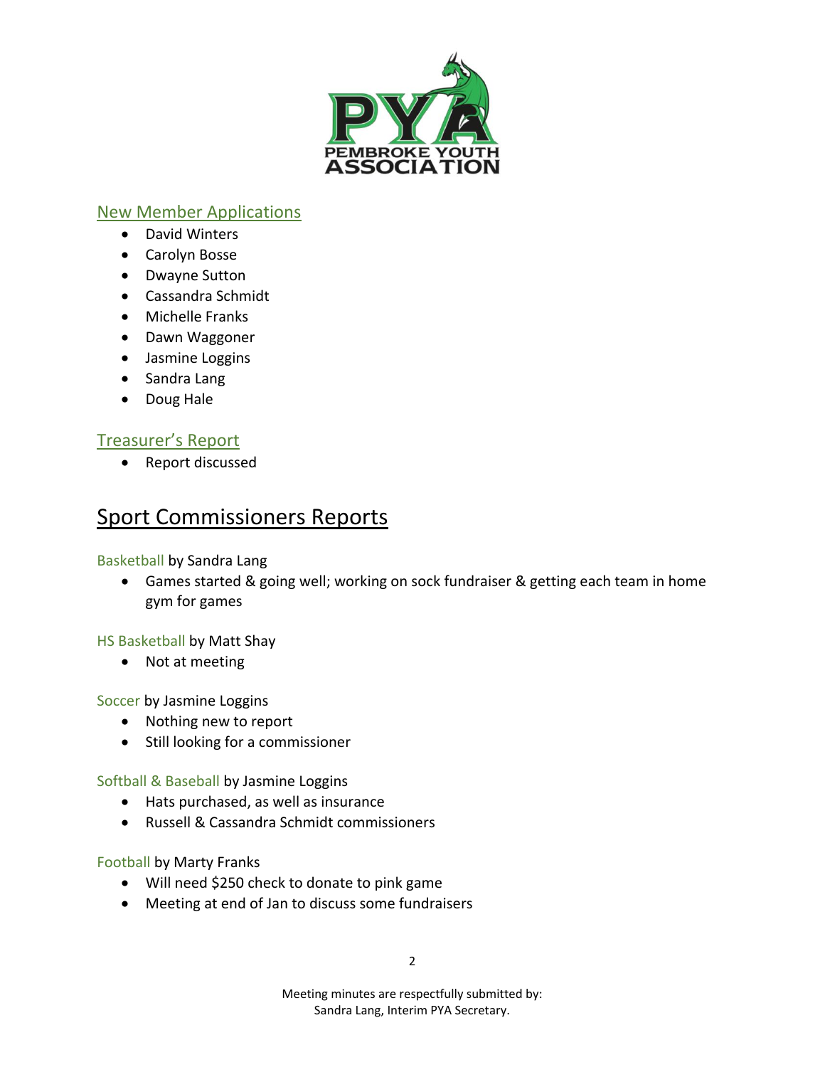PYA
PEMBROKE YOUTH ASSOCIATION

## New Member Applications

- David Winters
- Carolyn Bosse
- Dwayne Sutton
- Cassandra Schmidt
- Michelle Franks
- Dawn Waggoner
- Jasmine Loggins
- Sandra Lang
- Doug Hale

## Treasurer's Report

- Report discussed

# Sport Commissioners Reports

### Basketball by Sandra Lang

- Games started & going well; working on sock fundraiser & getting each team in home gym for games

### HS Basketball by Matt Shay

- Not at meeting

### Soccer by Jasmine Loggins

- Nothing new to report
- Still looking for a commissioner

### Softball & Baseball by Jasmine Loggins

- Hats purchased, as well as insurance
- Russell & Cassandra Schmidt commissioners

### Football by Marty Franks

- Will need $250 check to donate to pink game
- Meeting at end of Jan to discuss some fundraisers

Meeting minutes are respectfully submitted by:
Sandra Lang, Interim PYA Secretary.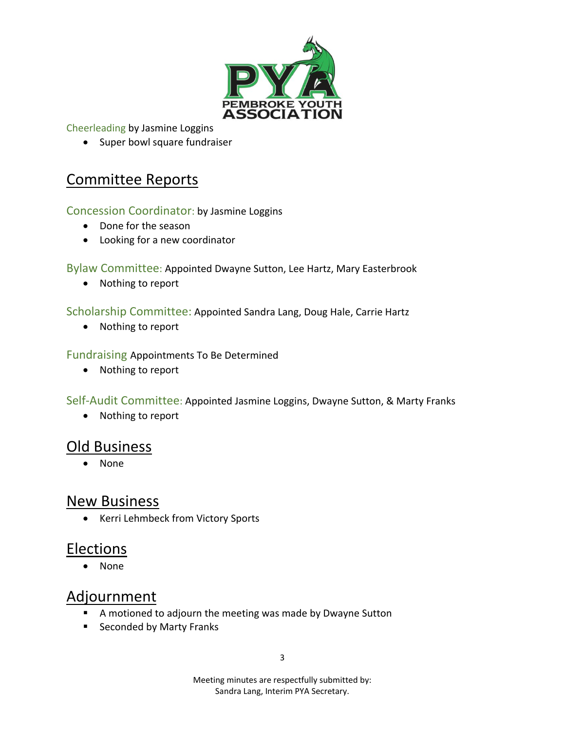Cheerleading by Jasmine Loggins

- Super bowl square fundraiser

## Committee Reports

Concession Coordinator: by Jasmine Loggins

- Done for the season
- Looking for a new coordinator

Bylaw Committee: Appointed Dwayne Sutton, Lee Hartz, Mary Easterbrook

- Nothing to report

Scholarship Committee: Appointed Sandra Lang, Doug Hale, Carrie Hartz

- Nothing to report

Fundraising Appointments To Be Determined

- Nothing to report

Self-Audit Committee: Appointed Jasmine Loggins, Dwayne Sutton, & Marty Franks

- Nothing to report

## Old Business

- None

## New Business

- Kerri Lehmbeck from Victory Sports

## Elections

- None

## Adjournment

- A motioned to adjourn the meeting was made by Dwayne Sutton
- Seconded by Marty Franks

Meeting minutes are respectfully submitted by:
Sandra Lang, Interim PYA Secretary.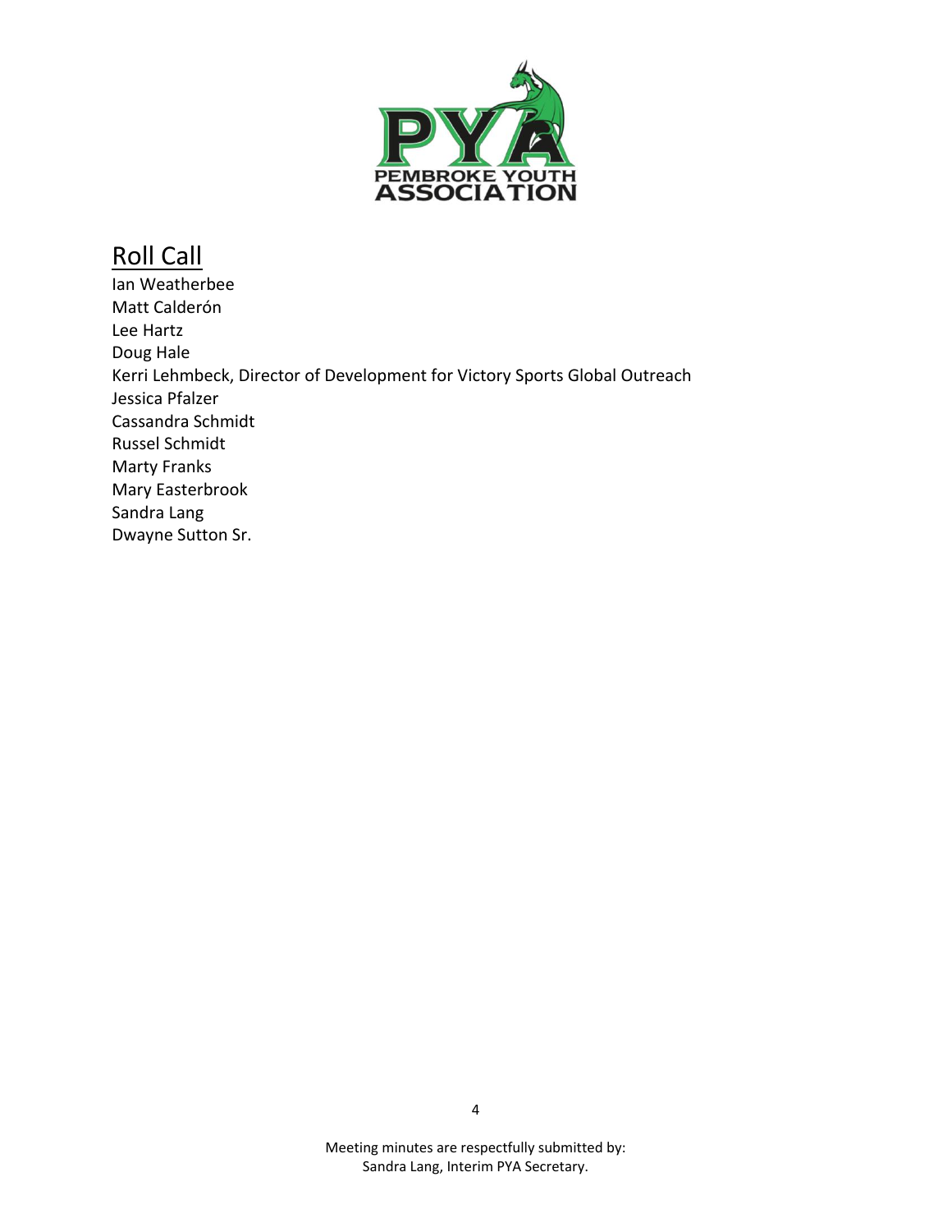## Roll Call

Ian Weatherbee
Matt Calderón
Lee Hartz
Doug Hale
Kerri Lehmbeck, Director of Development for Victory Sports Global Outreach
Jessica Pfalzer
Cassandra Schmidt
Russel Schmidt
Marty Franks
Mary Easterbrook
Sandra Lang
Dwayne Sutton Sr.